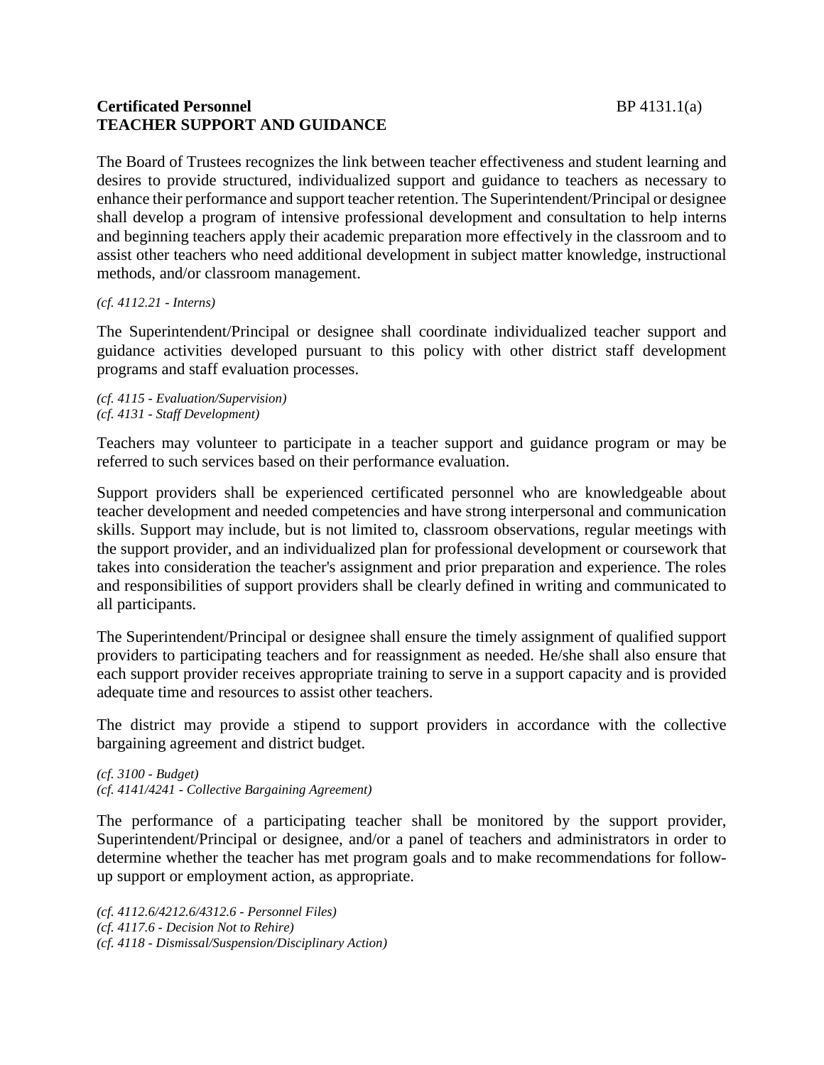**Certificated Personnel** BP 4131.1(a)
**TEACHER SUPPORT AND GUIDANCE**

The Board of Trustees recognizes the link between teacher effectiveness and student learning and desires to provide structured, individualized support and guidance to teachers as necessary to enhance their performance and support teacher retention. The Superintendent/Principal or designee shall develop a program of intensive professional development and consultation to help interns and beginning teachers apply their academic preparation more effectively in the classroom and to assist other teachers who need additional development in subject matter knowledge, instructional methods, and/or classroom management.

*(cf. 4112.21 - Interns)*

The Superintendent/Principal or designee shall coordinate individualized teacher support and guidance activities developed pursuant to this policy with other district staff development programs and staff evaluation processes.

*(cf. 4115 - Evaluation/Supervision)*
*(cf. 4131 - Staff Development)*

Teachers may volunteer to participate in a teacher support and guidance program or may be referred to such services based on their performance evaluation.

Support providers shall be experienced certificated personnel who are knowledgeable about teacher development and needed competencies and have strong interpersonal and communication skills. Support may include, but is not limited to, classroom observations, regular meetings with the support provider, and an individualized plan for professional development or coursework that takes into consideration the teacher's assignment and prior preparation and experience. The roles and responsibilities of support providers shall be clearly defined in writing and communicated to all participants.

The Superintendent/Principal or designee shall ensure the timely assignment of qualified support providers to participating teachers and for reassignment as needed. He/she shall also ensure that each support provider receives appropriate training to serve in a support capacity and is provided adequate time and resources to assist other teachers.

The district may provide a stipend to support providers in accordance with the collective bargaining agreement and district budget.

*(cf. 3100 - Budget)*
*(cf. 4141/4241 - Collective Bargaining Agreement)*

The performance of a participating teacher shall be monitored by the support provider, Superintendent/Principal or designee, and/or a panel of teachers and administrators in order to determine whether the teacher has met program goals and to make recommendations for follow-up support or employment action, as appropriate.

*(cf. 4112.6/4212.6/4312.6 - Personnel Files)*
*(cf. 4117.6 - Decision Not to Rehire)*
*(cf. 4118 - Dismissal/Suspension/Disciplinary Action)*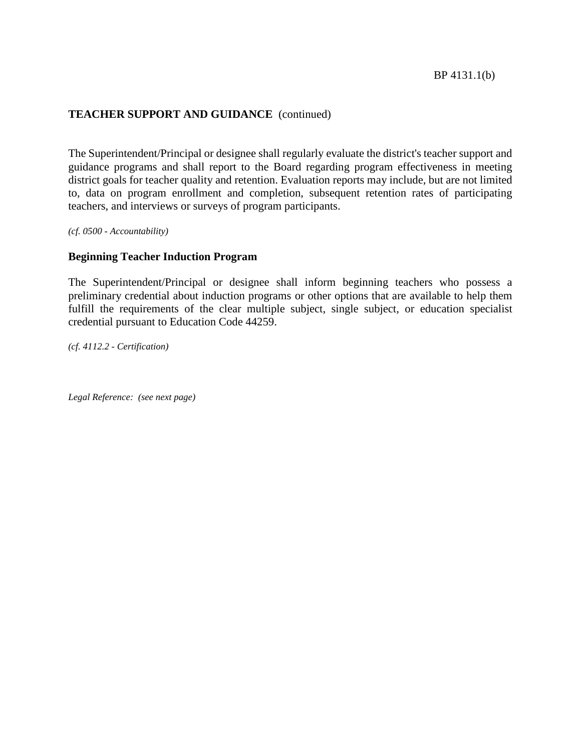**TEACHER SUPPORT AND GUIDANCE** (continued)

The Superintendent/Principal or designee shall regularly evaluate the district's teacher support and guidance programs and shall report to the Board regarding program effectiveness in meeting district goals for teacher quality and retention. Evaluation reports may include, but are not limited to, data on program enrollment and completion, subsequent retention rates of participating teachers, and interviews or surveys of program participants.

*(cf. 0500 - Accountability)*

**Beginning Teacher Induction Program**

The Superintendent/Principal or designee shall inform beginning teachers who possess a preliminary credential about induction programs or other options that are available to help them fulfill the requirements of the clear multiple subject, single subject, or education specialist credential pursuant to Education Code 44259.

*(cf. 4112.2 - Certification)*

*Legal Reference: (see next page)*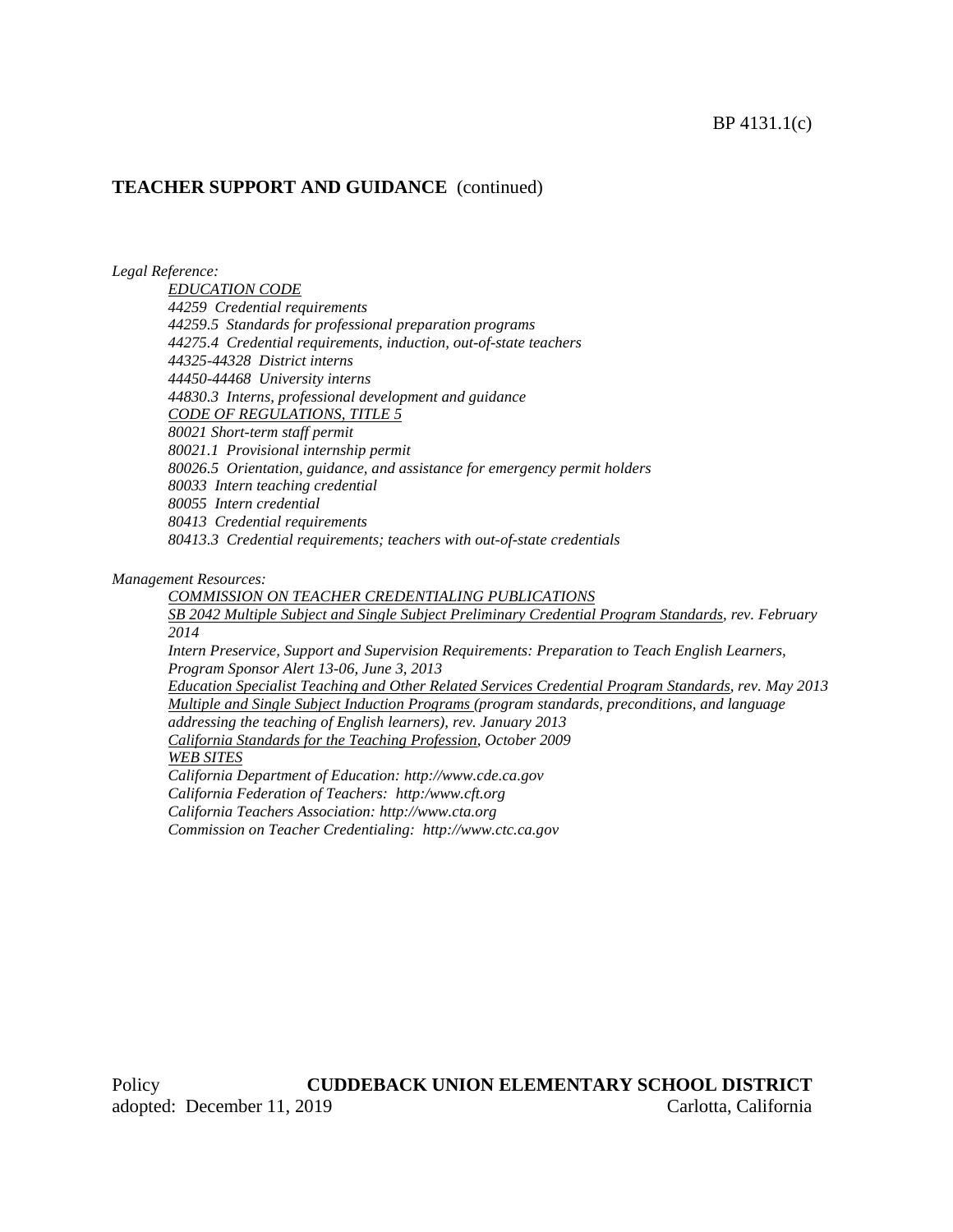## TEACHER SUPPORT AND GUIDANCE (continued)

*Legal Reference:*

*EDUCATION CODE*

*44259 Credential requirements*

*44259.5 Standards for professional preparation programs*

*44275.4 Credential requirements, induction, out-of-state teachers*

*44325-44328 District interns*

*44450-44468 University interns*

*44830.3 Interns, professional development and guidance*

*CODE OF REGULATIONS, TITLE 5*

*80021 Short-term staff permit*

*80021.1 Provisional internship permit*

*80026.5 Orientation, guidance, and assistance for emergency permit holders*

*80033 Intern teaching credential*

*80055 Intern credential*

*80413 Credential requirements*

*80413.3 Credential requirements; teachers with out-of-state credentials*

*Management Resources:*

*COMMISSION ON TEACHER CREDENTIALING PUBLICATIONS*

*SB 2042 Multiple Subject and Single Subject Preliminary Credential Program Standards, rev. February 2014*

*Intern Preservice, Support and Supervision Requirements: Preparation to Teach English Learners, Program Sponsor Alert 13-06, June 3, 2013*

*Education Specialist Teaching and Other Related Services Credential Program Standards, rev. May 2013*

*Multiple and Single Subject Induction Programs (program standards, preconditions, and language addressing the teaching of English learners), rev. January 2013*

*California Standards for the Teaching Profession, October 2009*

*WEB SITES*

*California Department of Education: http://www.cde.ca.gov*

*California Federation of Teachers: http:/www.cft.org*

*California Teachers Association: http://www.cta.org*

*Commission on Teacher Credentialing: http://www.ctc.ca.gov*

Policy **CUDDEBACK UNION ELEMENTARY SCHOOL DISTRICT**
adopted: December 11, 2019 Carlotta, California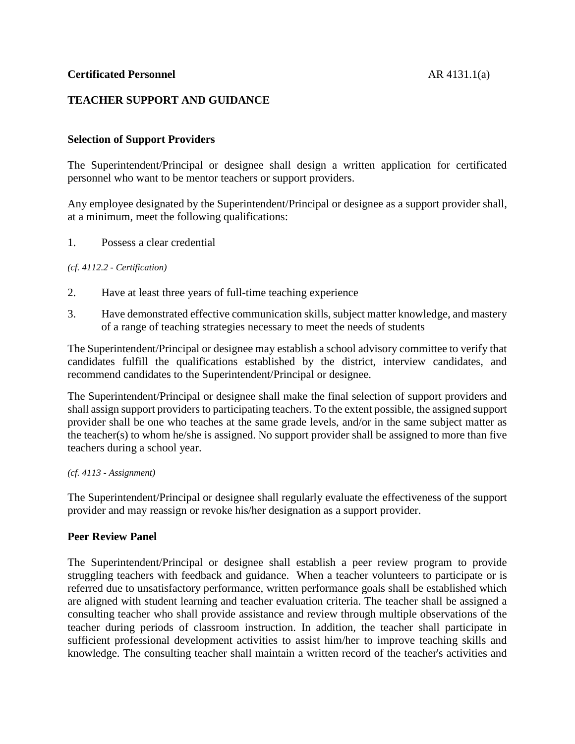**Certificated Personnel** AR 4131.1(a)

**TEACHER SUPPORT AND GUIDANCE**

**Selection of Support Providers**

The Superintendent/Principal or designee shall design a written application for certificated personnel who want to be mentor teachers or support providers.

Any employee designated by the Superintendent/Principal or designee as a support provider shall, at a minimum, meet the following qualifications:

1. Possess a clear credential

*(cf. 4112.2 - Certification)*

2. Have at least three years of full-time teaching experience
3. Have demonstrated effective communication skills, subject matter knowledge, and mastery of a range of teaching strategies necessary to meet the needs of students

The Superintendent/Principal or designee may establish a school advisory committee to verify that candidates fulfill the qualifications established by the district, interview candidates, and recommend candidates to the Superintendent/Principal or designee.

The Superintendent/Principal or designee shall make the final selection of support providers and shall assign support providers to participating teachers. To the extent possible, the assigned support provider shall be one who teaches at the same grade levels, and/or in the same subject matter as the teacher(s) to whom he/she is assigned. No support provider shall be assigned to more than five teachers during a school year.

*(cf. 4113 - Assignment)*

The Superintendent/Principal or designee shall regularly evaluate the effectiveness of the support provider and may reassign or revoke his/her designation as a support provider.

**Peer Review Panel**

The Superintendent/Principal or designee shall establish a peer review program to provide struggling teachers with feedback and guidance. When a teacher volunteers to participate or is referred due to unsatisfactory performance, written performance goals shall be established which are aligned with student learning and teacher evaluation criteria. The teacher shall be assigned a consulting teacher who shall provide assistance and review through multiple observations of the teacher during periods of classroom instruction. In addition, the teacher shall participate in sufficient professional development activities to assist him/her to improve teaching skills and knowledge. The consulting teacher shall maintain a written record of the teacher's activities and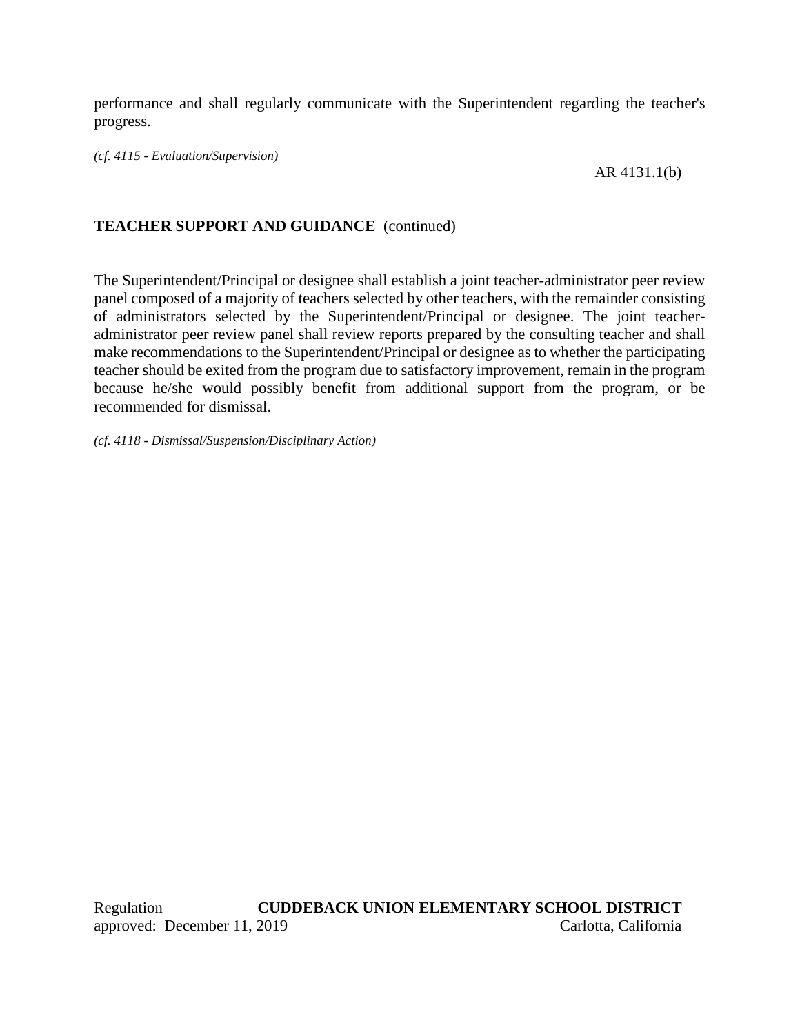performance and shall regularly communicate with the Superintendent regarding the teacher's progress.

*(cf. 4115 - Evaluation/Supervision)*

**TEACHER SUPPORT AND GUIDANCE** (continued)

The Superintendent/Principal or designee shall establish a joint teacher-administrator peer review panel composed of a majority of teachers selected by other teachers, with the remainder consisting of administrators selected by the Superintendent/Principal or designee. The joint teacher-administrator peer review panel shall review reports prepared by the consulting teacher and shall make recommendations to the Superintendent/Principal or designee as to whether the participating teacher should be exited from the program due to satisfactory improvement, remain in the program because he/she would possibly benefit from additional support from the program, or be recommended for dismissal.

*(cf. 4118 - Dismissal/Suspension/Disciplinary Action)*

Regulation **CUDDEBACK UNION ELEMENTARY SCHOOL DISTRICT**
approved: December 11, 2019 Carlotta, California